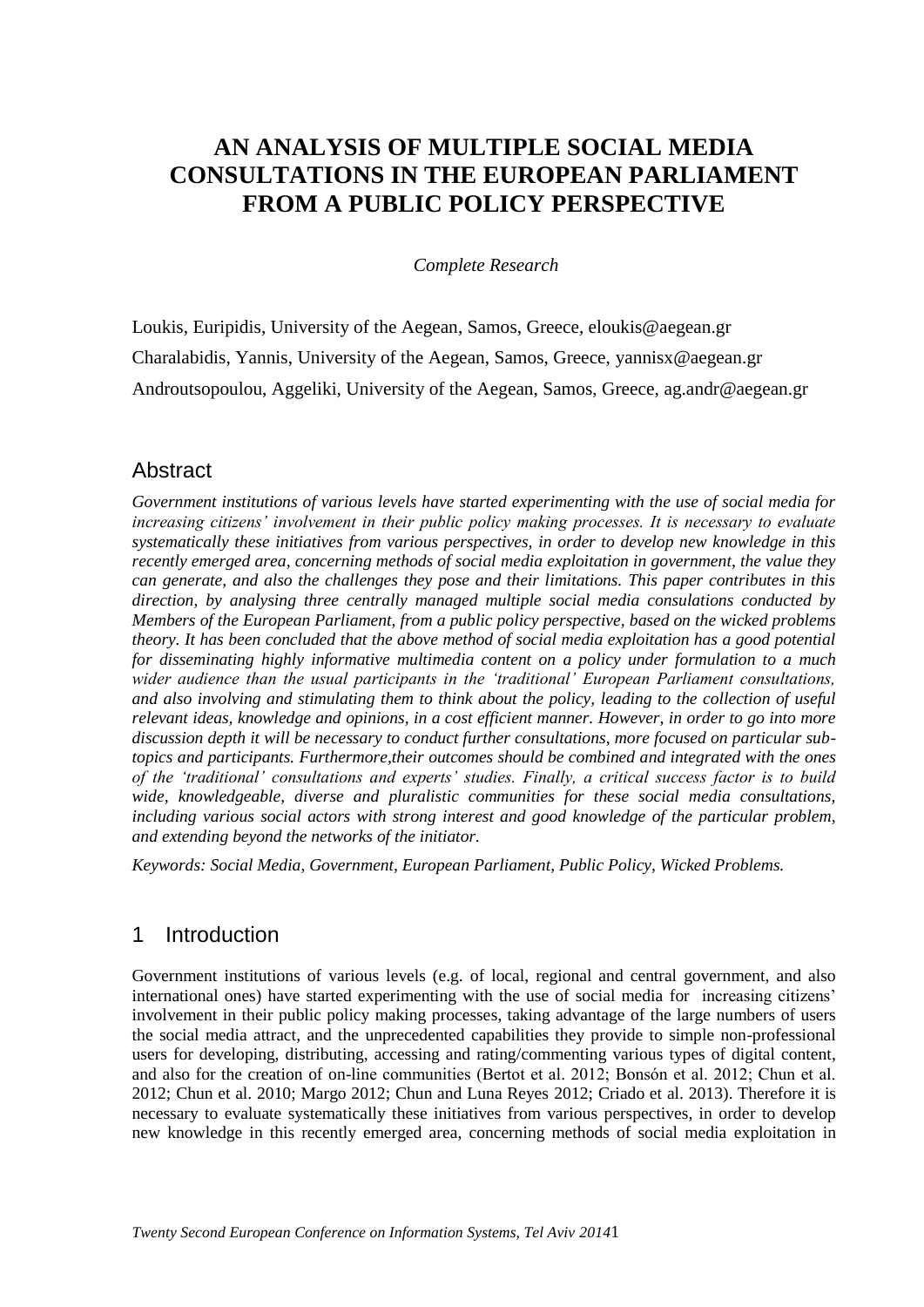# AN ANALYSIS OF MULTIPLE SOCIAL MEDIA CONSULTATIONS IN THE EUROPEAN PARLIAMENT FROM A PUBLIC POLICY PERSPECTIVE

*Complete Research*

Loukis, Euripidis, University of the Aegean, Samos, Greece, eloukis@aegean.gr

Charalabidis, Yannis, University of the Aegean, Samos, Greece, yannisx@aegean.gr

Androutsopoulou, Aggeliki, University of the Aegean, Samos, Greece, ag.andr@aegean.gr

## Abstract

*Government institutions of various levels have started experimenting with the use of social media for increasing citizens' involvement in their public policy making processes. It is necessary to evaluate systematically these initiatives from various perspectives, in order to develop new knowledge in this recently emerged area, concerning methods of social media exploitation in government, the value they can generate, and also the challenges they pose and their limitations. This paper contributes in this direction, by analysing three centrally managed multiple social media consulations conducted by Members of the European Parliament, from a public policy perspective, based on the wicked problems theory. It has been concluded that the above method of social media exploitation has a good potential for disseminating highly informative multimedia content on a policy under formulation to a much wider audience than the usual participants in the 'traditional' European Parliament consultations, and also involving and stimulating them to think about the policy, leading to the collection of useful relevant ideas, knowledge and opinions, in a cost efficient manner. However, in order to go into more discussion depth it will be necessary to conduct further consultations, more focused on particular sub-topics and participants. Furthermore,their outcomes should be combined and integrated with the ones of the 'traditional' consultations and experts' studies. Finally, a critical success factor is to build wide, knowledgeable, diverse and pluralistic communities for these social media consultations, including various social actors with strong interest and good knowledge of the particular problem, and extending beyond the networks of the initiator.*

*Keywords: Social Media, Government, European Parliament, Public Policy, Wicked Problems.*

## 1 Introduction

Government institutions of various levels (e.g. of local, regional and central government, and also international ones) have started experimenting with the use of social media for increasing citizens' involvement in their public policy making processes, taking advantage of the large numbers of users the social media attract, and the unprecedented capabilities they provide to simple non-professional users for developing, distributing, accessing and rating/commenting various types of digital content, and also for the creation of on-line communities (Bertot et al. 2012; Bonsón et al. 2012; Chun et al. 2012; Chun et al. 2010; Margo 2012; Chun and Luna Reyes 2012; Criado et al. 2013). Therefore it is necessary to evaluate systematically these initiatives from various perspectives, in order to develop new knowledge in this recently emerged area, concerning methods of social media exploitation in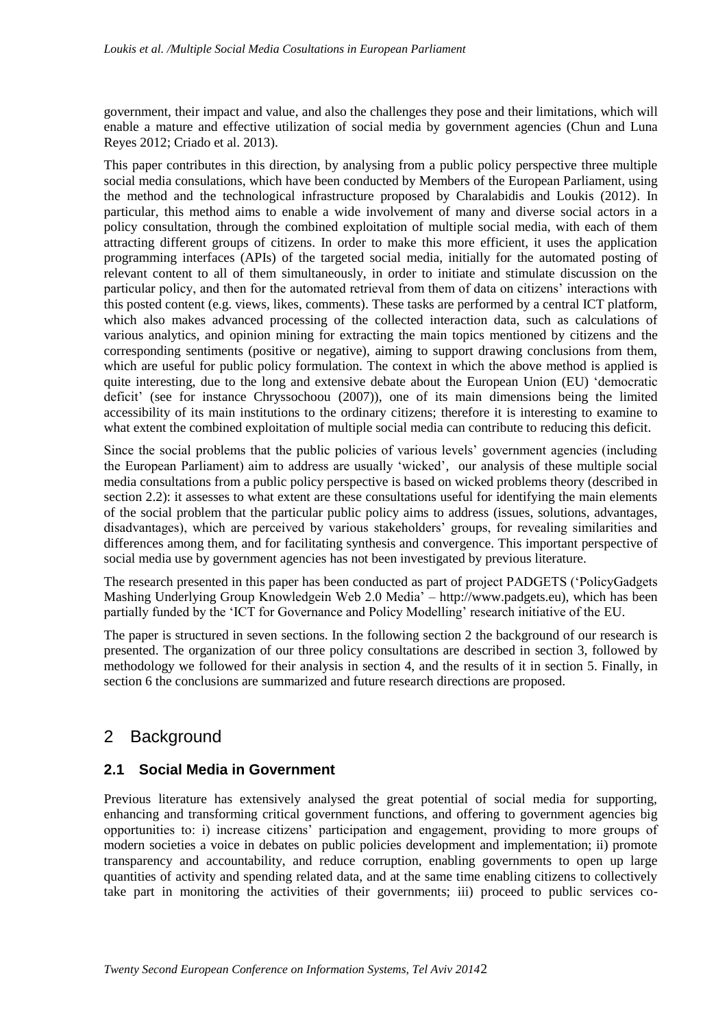government, their impact and value, and also the challenges they pose and their limitations, which will enable a mature and effective utilization of social media by government agencies (Chun and Luna Reyes 2012; Criado et al. 2013).

This paper contributes in this direction, by analysing from a public policy perspective three multiple social media consulations, which have been conducted by Members of the European Parliament, using the method and the technological infrastructure proposed by Charalabidis and Loukis (2012). In particular, this method aims to enable a wide involvement of many and diverse social actors in a policy consultation, through the combined exploitation of multiple social media, with each of them attracting different groups of citizens. In order to make this more efficient, it uses the application programming interfaces (APIs) of the targeted social media, initially for the automated posting of relevant content to all of them simultaneously, in order to initiate and stimulate discussion on the particular policy, and then for the automated retrieval from them of data on citizens' interactions with this posted content (e.g. views, likes, comments). These tasks are performed by a central ICT platform, which also makes advanced processing of the collected interaction data, such as calculations of various analytics, and opinion mining for extracting the main topics mentioned by citizens and the corresponding sentiments (positive or negative), aiming to support drawing conclusions from them, which are useful for public policy formulation. The context in which the above method is applied is quite interesting, due to the long and extensive debate about the European Union (EU) 'democratic deficit' (see for instance Chryssochoou (2007)), one of its main dimensions being the limited accessibility of its main institutions to the ordinary citizens; therefore it is interesting to examine to what extent the combined exploitation of multiple social media can contribute to reducing this deficit.

Since the social problems that the public policies of various levels' government agencies (including the European Parliament) aim to address are usually 'wicked', our analysis of these multiple social media consultations from a public policy perspective is based on wicked problems theory (described in section 2.2): it assesses to what extent are these consultations useful for identifying the main elements of the social problem that the particular public policy aims to address (issues, solutions, advantages, disadvantages), which are perceived by various stakeholders' groups, for revealing similarities and differences among them, and for facilitating synthesis and convergence. This important perspective of social media use by government agencies has not been investigated by previous literature.

The research presented in this paper has been conducted as part of project PADGETS ('PolicyGadgets Mashing Underlying Group Knowledgein Web 2.0 Media' – http://www.padgets.eu), which has been partially funded by the 'ICT for Governance and Policy Modelling' research initiative of the EU.

The paper is structured in seven sections. In the following section 2 the background of our research is presented. The organization of our three policy consultations are described in section 3, followed by methodology we followed for their analysis in section 4, and the results of it in section 5. Finally, in section 6 the conclusions are summarized and future research directions are proposed.

## 2 Background

### 2.1 Social Media in Government

Previous literature has extensively analysed the great potential of social media for supporting, enhancing and transforming critical government functions, and offering to government agencies big opportunities to: i) increase citizens' participation and engagement, providing to more groups of modern societies a voice in debates on public policies development and implementation; ii) promote transparency and accountability, and reduce corruption, enabling governments to open up large quantities of activity and spending related data, and at the same time enabling citizens to collectively take part in monitoring the activities of their governments; iii) proceed to public services co-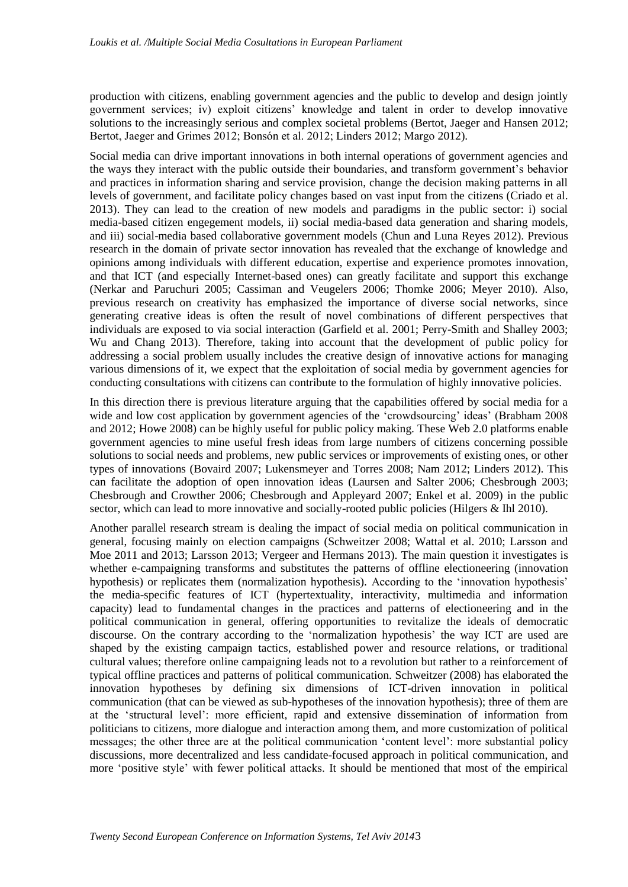production with citizens, enabling government agencies and the public to develop and design jointly government services; iv) exploit citizens' knowledge and talent in order to develop innovative solutions to the increasingly serious and complex societal problems (Bertot, Jaeger and Hansen 2012; Bertot, Jaeger and Grimes 2012; Bonsón et al. 2012; Linders 2012; Margo 2012).

Social media can drive important innovations in both internal operations of government agencies and the ways they interact with the public outside their boundaries, and transform government's behavior and practices in information sharing and service provision, change the decision making patterns in all levels of government, and facilitate policy changes based on vast input from the citizens (Criado et al. 2013). They can lead to the creation of new models and paradigms in the public sector: i) social media-based citizen engegement models, ii) social media-based data generation and sharing models, and iii) social-media based collaborative government models (Chun and Luna Reyes 2012). Previous research in the domain of private sector innovation has revealed that the exchange of knowledge and opinions among individuals with different education, expertise and experience promotes innovation, and that ICT (and especially Internet-based ones) can greatly facilitate and support this exchange (Nerkar and Paruchuri 2005; Cassiman and Veugelers 2006; Thomke 2006; Meyer 2010). Also, previous research on creativity has emphasized the importance of diverse social networks, since generating creative ideas is often the result of novel combinations of different perspectives that individuals are exposed to via social interaction (Garfield et al. 2001; Perry-Smith and Shalley 2003; Wu and Chang 2013). Therefore, taking into account that the development of public policy for addressing a social problem usually includes the creative design of innovative actions for managing various dimensions of it, we expect that the exploitation of social media by government agencies for conducting consultations with citizens can contribute to the formulation of highly innovative policies.

In this direction there is previous literature arguing that the capabilities offered by social media for a wide and low cost application by government agencies of the 'crowdsourcing' ideas' (Brabham 2008 and 2012; Howe 2008) can be highly useful for public policy making. These Web 2.0 platforms enable government agencies to mine useful fresh ideas from large numbers of citizens concerning possible solutions to social needs and problems, new public services or improvements of existing ones, or other types of innovations (Bovaird 2007; Lukensmeyer and Torres 2008; Nam 2012; Linders 2012). This can facilitate the adoption of open innovation ideas (Laursen and Salter 2006; Chesbrough 2003; Chesbrough and Crowther 2006; Chesbrough and Appleyard 2007; Enkel et al. 2009) in the public sector, which can lead to more innovative and socially-rooted public policies (Hilgers & Ihl 2010).

Another parallel research stream is dealing the impact of social media on political communication in general, focusing mainly on election campaigns (Schweitzer 2008; Wattal et al. 2010; Larsson and Moe 2011 and 2013; Larsson 2013; Vergeer and Hermans 2013). The main question it investigates is whether e-campaigning transforms and substitutes the patterns of offline electioneering (innovation hypothesis) or replicates them (normalization hypothesis). According to the 'innovation hypothesis' the media-specific features of ICT (hypertextuality, interactivity, multimedia and information capacity) lead to fundamental changes in the practices and patterns of electioneering and in the political communication in general, offering opportunities to revitalize the ideals of democratic discourse. On the contrary according to the 'normalization hypothesis' the way ICT are used are shaped by the existing campaign tactics, established power and resource relations, or traditional cultural values; therefore online campaigning leads not to a revolution but rather to a reinforcement of typical offline practices and patterns of political communication. Schweitzer (2008) has elaborated the innovation hypotheses by defining six dimensions of ICT-driven innovation in political communication (that can be viewed as sub-hypotheses of the innovation hypothesis); three of them are at the 'structural level': more efficient, rapid and extensive dissemination of information from politicians to citizens, more dialogue and interaction among them, and more customization of political messages; the other three are at the political communication 'content level': more substantial policy discussions, more decentralized and less candidate-focused approach in political communication, and more 'positive style' with fewer political attacks. It should be mentioned that most of the empirical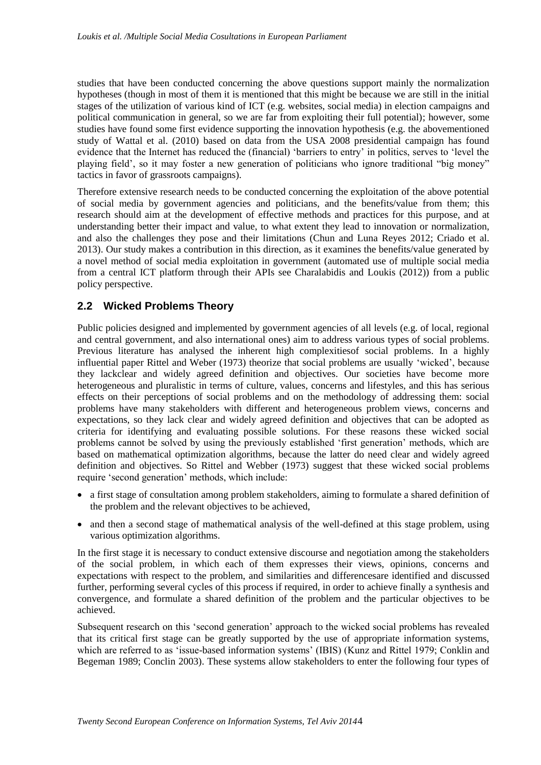studies that have been conducted concerning the above questions support mainly the normalization hypotheses (though in most of them it is mentioned that this might be because we are still in the initial stages of the utilization of various kind of ICT (e.g. websites, social media) in election campaigns and political communication in general, so we are far from exploiting their full potential); however, some studies have found some first evidence supporting the innovation hypothesis (e.g. the abovementioned study of Wattal et al. (2010) based on data from the USA 2008 presidential campaign has found evidence that the Internet has reduced the (financial) 'barriers to entry' in politics, serves to 'level the playing field', so it may foster a new generation of politicians who ignore traditional "big money" tactics in favor of grassroots campaigns).

Therefore extensive research needs to be conducted concerning the exploitation of the above potential of social media by government agencies and politicians, and the benefits/value from them; this research should aim at the development of effective methods and practices for this purpose, and at understanding better their impact and value, to what extent they lead to innovation or normalization, and also the challenges they pose and their limitations (Chun and Luna Reyes 2012; Criado et al. 2013). Our study makes a contribution in this direction, as it examines the benefits/value generated by a novel method of social media exploitation in government (automated use of multiple social media from a central ICT platform through their APIs see Charalabidis and Loukis (2012)) from a public policy perspective.

## 2.2 Wicked Problems Theory

Public policies designed and implemented by government agencies of all levels (e.g. of local, regional and central government, and also international ones) aim to address various types of social problems. Previous literature has analysed the inherent high complexitiesof social problems. In a highly influential paper Rittel and Weber (1973) theorize that social problems are usually 'wicked', because they lackclear and widely agreed definition and objectives. Our societies have become more heterogeneous and pluralistic in terms of culture, values, concerns and lifestyles, and this has serious effects on their perceptions of social problems and on the methodology of addressing them: social problems have many stakeholders with different and heterogeneous problem views, concerns and expectations, so they lack clear and widely agreed definition and objectives that can be adopted as criteria for identifying and evaluating possible solutions. For these reasons these wicked social problems cannot be solved by using the previously established 'first generation' methods, which are based on mathematical optimization algorithms, because the latter do need clear and widely agreed definition and objectives. So Rittel and Webber (1973) suggest that these wicked social problems require 'second generation' methods, which include:

- a first stage of consultation among problem stakeholders, aiming to formulate a shared definition of the problem and the relevant objectives to be achieved,
- and then a second stage of mathematical analysis of the well-defined at this stage problem, using various optimization algorithms.

In the first stage it is necessary to conduct extensive discourse and negotiation among the stakeholders of the social problem, in which each of them expresses their views, opinions, concerns and expectations with respect to the problem, and similarities and differencesare identified and discussed further, performing several cycles of this process if required, in order to achieve finally a synthesis and convergence, and formulate a shared definition of the problem and the particular objectives to be achieved.

Subsequent research on this 'second generation' approach to the wicked social problems has revealed that its critical first stage can be greatly supported by the use of appropriate information systems, which are referred to as 'issue-based information systems' (IBIS) (Kunz and Rittel 1979; Conklin and Begeman 1989; Conclin 2003). These systems allow stakeholders to enter the following four types of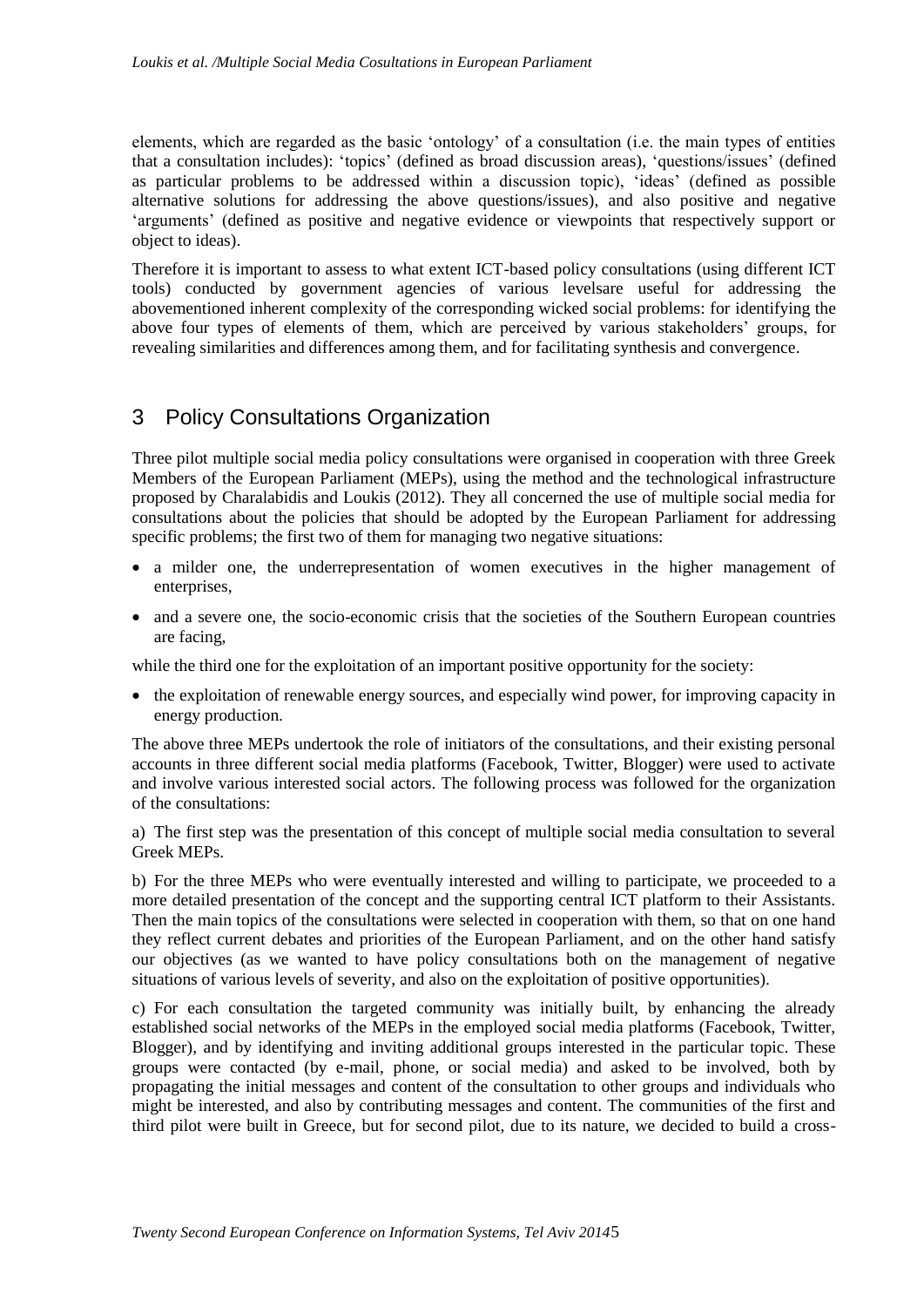elements, which are regarded as the basic 'ontology' of a consultation (i.e. the main types of entities that a consultation includes): 'topics' (defined as broad discussion areas), 'questions/issues' (defined as particular problems to be addressed within a discussion topic), 'ideas' (defined as possible alternative solutions for addressing the above questions/issues), and also positive and negative 'arguments' (defined as positive and negative evidence or viewpoints that respectively support or object to ideas).

Therefore it is important to assess to what extent ICT-based policy consultations (using different ICT tools) conducted by government agencies of various levelsare useful for addressing the abovementioned inherent complexity of the corresponding wicked social problems: for identifying the above four types of elements of them, which are perceived by various stakeholders' groups, for revealing similarities and differences among them, and for facilitating synthesis and convergence.

# 3 Policy Consultations Organization

Three pilot multiple social media policy consultations were organised in cooperation with three Greek Members of the European Parliament (MEPs), using the method and the technological infrastructure proposed by Charalabidis and Loukis (2012). They all concerned the use of multiple social media for consultations about the policies that should be adopted by the European Parliament for addressing specific problems; the first two of them for managing two negative situations:

- a milder one, the underrepresentation of women executives in the higher management of enterprises,
- and a severe one, the socio-economic crisis that the societies of the Southern European countries are facing,

while the third one for the exploitation of an important positive opportunity for the society:

- the exploitation of renewable energy sources, and especially wind power, for improving capacity in energy production.

The above three MEPs undertook the role of initiators of the consultations, and their existing personal accounts in three different social media platforms (Facebook, Twitter, Blogger) were used to activate and involve various interested social actors. The following process was followed for the organization of the consultations:

a) The first step was the presentation of this concept of multiple social media consultation to several Greek MEPs.

b) For the three MEPs who were eventually interested and willing to participate, we proceeded to a more detailed presentation of the concept and the supporting central ICT platform to their Assistants. Then the main topics of the consultations were selected in cooperation with them, so that on one hand they reflect current debates and priorities of the European Parliament, and on the other hand satisfy our objectives (as we wanted to have policy consultations both on the management of negative situations of various levels of severity, and also on the exploitation of positive opportunities).

c) For each consultation the targeted community was initially built, by enhancing the already established social networks of the MEPs in the employed social media platforms (Facebook, Twitter, Blogger), and by identifying and inviting additional groups interested in the particular topic. These groups were contacted (by e-mail, phone, or social media) and asked to be involved, both by propagating the initial messages and content of the consultation to other groups and individuals who might be interested, and also by contributing messages and content. The communities of the first and third pilot were built in Greece, but for second pilot, due to its nature, we decided to build a cross-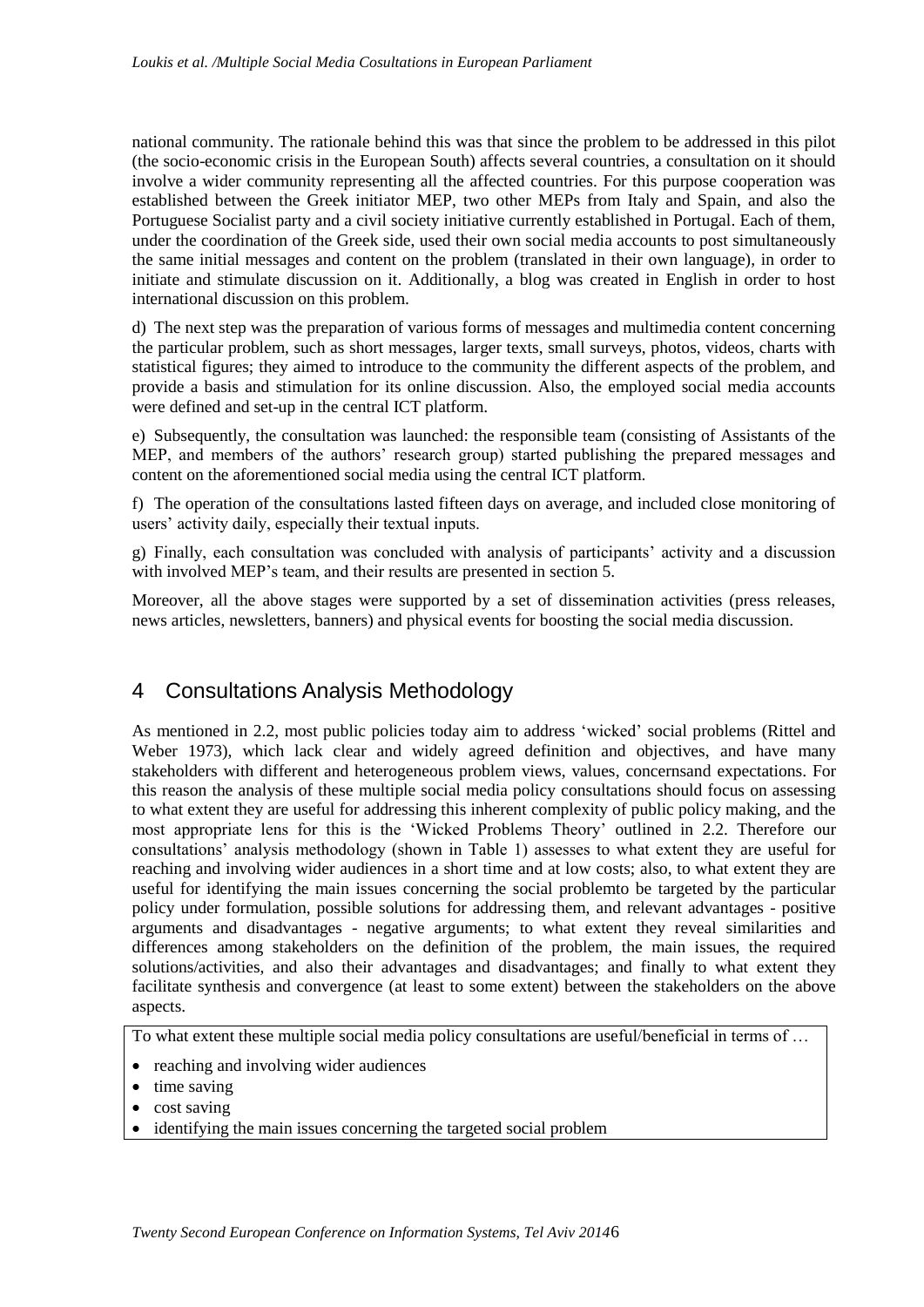national community. The rationale behind this was that since the problem to be addressed in this pilot (the socio-economic crisis in the European South) affects several countries, a consultation on it should involve a wider community representing all the affected countries. For this purpose cooperation was established between the Greek initiator MEP, two other MEPs from Italy and Spain, and also the Portuguese Socialist party and a civil society initiative currently established in Portugal. Each of them, under the coordination of the Greek side, used their own social media accounts to post simultaneously the same initial messages and content on the problem (translated in their own language), in order to initiate and stimulate discussion on it. Additionally, a blog was created in English in order to host international discussion on this problem.

d) The next step was the preparation of various forms of messages and multimedia content concerning the particular problem, such as short messages, larger texts, small surveys, photos, videos, charts with statistical figures; they aimed to introduce to the community the different aspects of the problem, and provide a basis and stimulation for its online discussion. Also, the employed social media accounts were defined and set-up in the central ICT platform.

e) Subsequently, the consultation was launched: the responsible team (consisting of Assistants of the MEP, and members of the authors' research group) started publishing the prepared messages and content on the aforementioned social media using the central ICT platform.

f) The operation of the consultations lasted fifteen days on average, and included close monitoring of users' activity daily, especially their textual inputs.

g) Finally, each consultation was concluded with analysis of participants' activity and a discussion with involved MEP's team, and their results are presented in section 5.

Moreover, all the above stages were supported by a set of dissemination activities (press releases, news articles, newsletters, banners) and physical events for boosting the social media discussion.

# 4 Consultations Analysis Methodology

As mentioned in 2.2, most public policies today aim to address 'wicked' social problems (Rittel and Weber 1973), which lack clear and widely agreed definition and objectives, and have many stakeholders with different and heterogeneous problem views, values, concernsand expectations. For this reason the analysis of these multiple social media policy consultations should focus on assessing to what extent they are useful for addressing this inherent complexity of public policy making, and the most appropriate lens for this is the 'Wicked Problems Theory' outlined in 2.2. Therefore our consultations' analysis methodology (shown in Table 1) assesses to what extent they are useful for reaching and involving wider audiences in a short time and at low costs; also, to what extent they are useful for identifying the main issues concerning the social problemto be targeted by the particular policy under formulation, possible solutions for addressing them, and relevant advantages - positive arguments and disadvantages - negative arguments; to what extent they reveal similarities and differences among stakeholders on the definition of the problem, the main issues, the required solutions/activities, and also their advantages and disadvantages; and finally to what extent they facilitate synthesis and convergence (at least to some extent) between the stakeholders on the above aspects.

| To what extent these multiple social media policy consultations are useful/beneficial in terms of … |
|---|
| • reaching and involving wider audiences<br>• time saving<br>• cost saving<br>• identifying the main issues concerning the targeted social problem |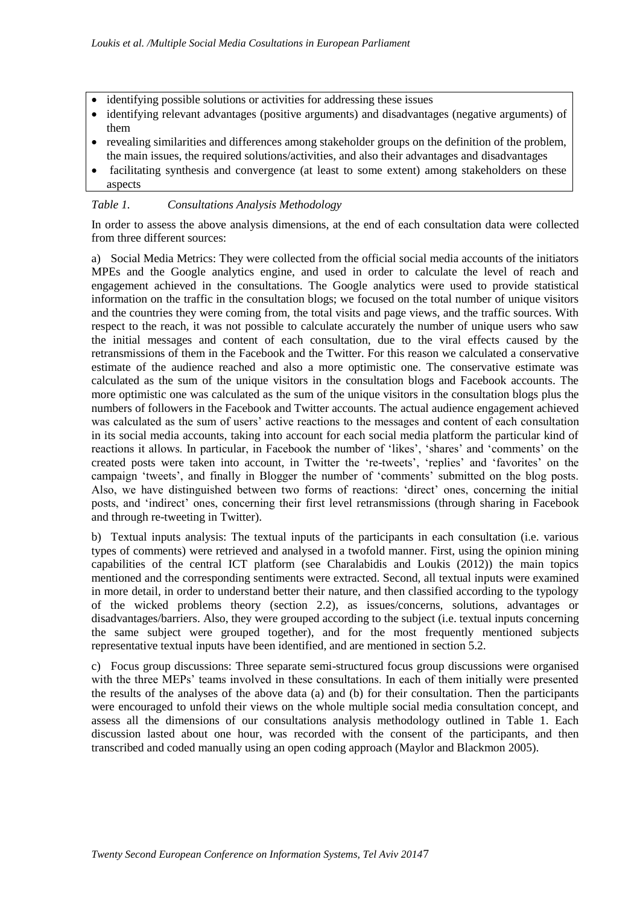- identifying possible solutions or activities for addressing these issues
- identifying relevant advantages (positive arguments) and disadvantages (negative arguments) of them
- revealing similarities and differences among stakeholder groups on the definition of the problem, the main issues, the required solutions/activities, and also their advantages and disadvantages
- facilitating synthesis and convergence (at least to some extent) among stakeholders on these aspects

*Table 1. Consultations Analysis Methodology*

In order to assess the above analysis dimensions, at the end of each consultation data were collected from three different sources:

a) Social Media Metrics: They were collected from the official social media accounts of the initiators MPEs and the Google analytics engine, and used in order to calculate the level of reach and engagement achieved in the consultations. The Google analytics were used to provide statistical information on the traffic in the consultation blogs; we focused on the total number of unique visitors and the countries they were coming from, the total visits and page views, and the traffic sources. With respect to the reach, it was not possible to calculate accurately the number of unique users who saw the initial messages and content of each consultation, due to the viral effects caused by the retransmissions of them in the Facebook and the Twitter. For this reason we calculated a conservative estimate of the audience reached and also a more optimistic one. The conservative estimate was calculated as the sum of the unique visitors in the consultation blogs and Facebook accounts. The more optimistic one was calculated as the sum of the unique visitors in the consultation blogs plus the numbers of followers in the Facebook and Twitter accounts. The actual audience engagement achieved was calculated as the sum of users' active reactions to the messages and content of each consultation in its social media accounts, taking into account for each social media platform the particular kind of reactions it allows. In particular, in Facebook the number of 'likes', 'shares' and 'comments' on the created posts were taken into account, in Twitter the 're-tweets', 'replies' and 'favorites' on the campaign 'tweets', and finally in Blogger the number of 'comments' submitted on the blog posts. Also, we have distinguished between two forms of reactions: 'direct' ones, concerning the initial posts, and 'indirect' ones, concerning their first level retransmissions (through sharing in Facebook and through re-tweeting in Twitter).

b) Textual inputs analysis: The textual inputs of the participants in each consultation (i.e. various types of comments) were retrieved and analysed in a twofold manner. First, using the opinion mining capabilities of the central ICT platform (see Charalabidis and Loukis (2012)) the main topics mentioned and the corresponding sentiments were extracted. Second, all textual inputs were examined in more detail, in order to understand better their nature, and then classified according to the typology of the wicked problems theory (section 2.2), as issues/concerns, solutions, advantages or disadvantages/barriers. Also, they were grouped according to the subject (i.e. textual inputs concerning the same subject were grouped together), and for the most frequently mentioned subjects representative textual inputs have been identified, and are mentioned in section 5.2.

c) Focus group discussions: Three separate semi-structured focus group discussions were organised with the three MEPs' teams involved in these consultations. In each of them initially were presented the results of the analyses of the above data (a) and (b) for their consultation. Then the participants were encouraged to unfold their views on the whole multiple social media consultation concept, and assess all the dimensions of our consultations analysis methodology outlined in Table 1. Each discussion lasted about one hour, was recorded with the consent of the participants, and then transcribed and coded manually using an open coding approach (Maylor and Blackmon 2005).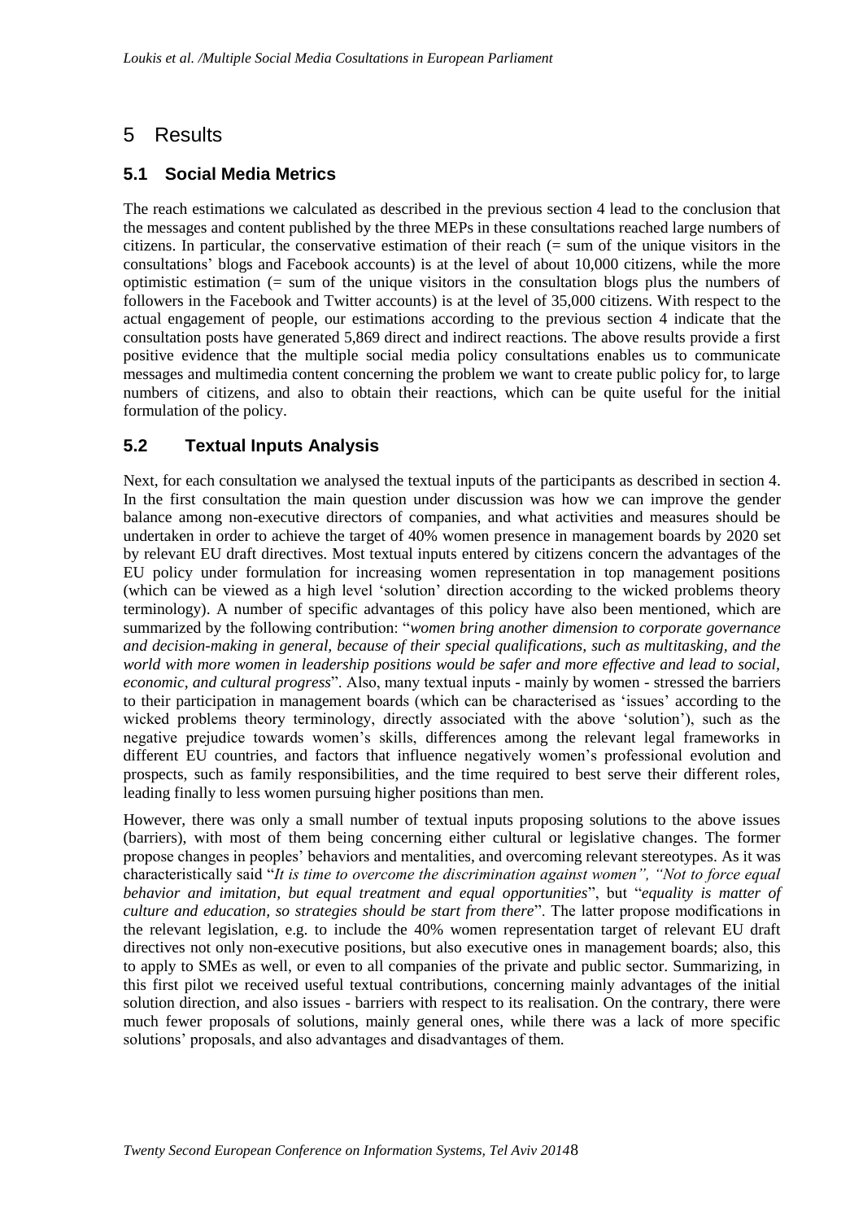# 5 Results

## 5.1 Social Media Metrics

The reach estimations we calculated as described in the previous section 4 lead to the conclusion that the messages and content published by the three MEPs in these consultations reached large numbers of citizens. In particular, the conservative estimation of their reach (= sum of the unique visitors in the consultations' blogs and Facebook accounts) is at the level of about 10,000 citizens, while the more optimistic estimation (= sum of the unique visitors in the consultation blogs plus the numbers of followers in the Facebook and Twitter accounts) is at the level of 35,000 citizens. With respect to the actual engagement of people, our estimations according to the previous section 4 indicate that the consultation posts have generated 5,869 direct and indirect reactions. The above results provide a first positive evidence that the multiple social media policy consultations enables us to communicate messages and multimedia content concerning the problem we want to create public policy for, to large numbers of citizens, and also to obtain their reactions, which can be quite useful for the initial formulation of the policy.

## 5.2 Textual Inputs Analysis

Next, for each consultation we analysed the textual inputs of the participants as described in section 4. In the first consultation the main question under discussion was how we can improve the gender balance among non-executive directors of companies, and what activities and measures should be undertaken in order to achieve the target of 40% women presence in management boards by 2020 set by relevant EU draft directives. Most textual inputs entered by citizens concern the advantages of the EU policy under formulation for increasing women representation in top management positions (which can be viewed as a high level 'solution' direction according to the wicked problems theory terminology). A number of specific advantages of this policy have also been mentioned, which are summarized by the following contribution: "*women bring another dimension to corporate governance and decision-making in general, because of their special qualifications, such as multitasking, and the world with more women in leadership positions would be safer and more effective and lead to social, economic, and cultural progress*". Also, many textual inputs - mainly by women - stressed the barriers to their participation in management boards (which can be characterised as 'issues' according to the wicked problems theory terminology, directly associated with the above 'solution'), such as the negative prejudice towards women's skills, differences among the relevant legal frameworks in different EU countries, and factors that influence negatively women's professional evolution and prospects, such as family responsibilities, and the time required to best serve their different roles, leading finally to less women pursuing higher positions than men.

However, there was only a small number of textual inputs proposing solutions to the above issues (barriers), with most of them being concerning either cultural or legislative changes. The former propose changes in peoples' behaviors and mentalities, and overcoming relevant stereotypes. As it was characteristically said "*It is time to overcome the discrimination against women", "Not to force equal behavior and imitation, but equal treatment and equal opportunities*", but "*equality is matter of culture and education, so strategies should be start from there*". The latter propose modifications in the relevant legislation, e.g. to include the 40% women representation target of relevant EU draft directives not only non-executive positions, but also executive ones in management boards; also, this to apply to SMEs as well, or even to all companies of the private and public sector. Summarizing, in this first pilot we received useful textual contributions, concerning mainly advantages of the initial solution direction, and also issues - barriers with respect to its realisation. On the contrary, there were much fewer proposals of solutions, mainly general ones, while there was a lack of more specific solutions' proposals, and also advantages and disadvantages of them.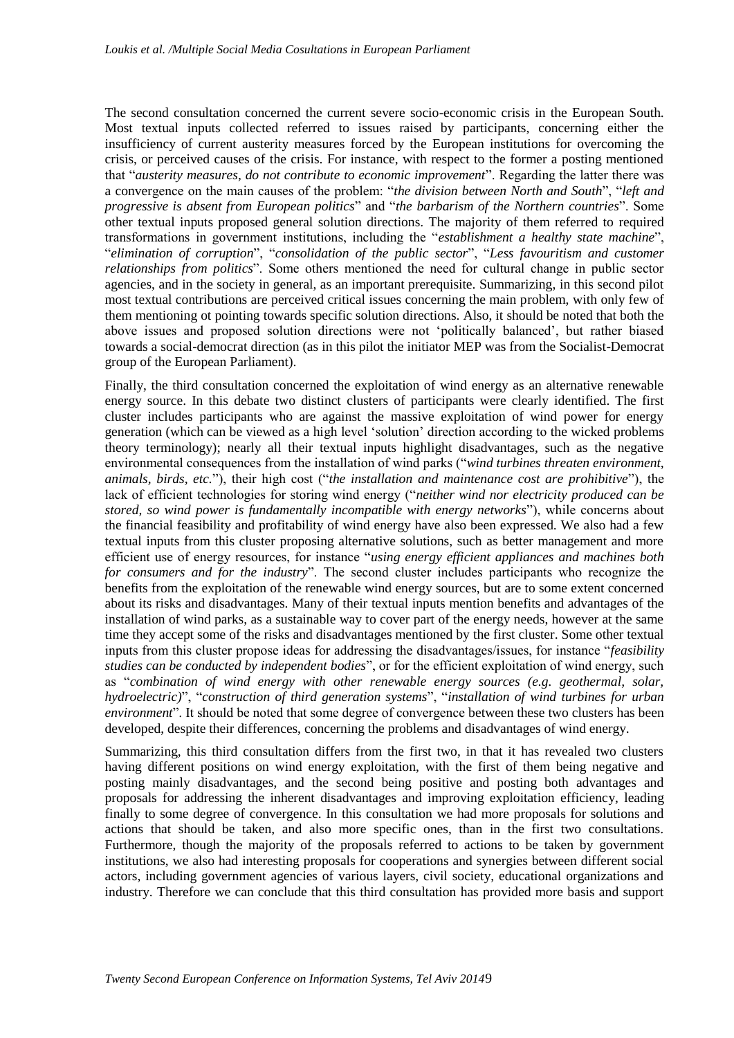The second consultation concerned the current severe socio-economic crisis in the European South. Most textual inputs collected referred to issues raised by participants, concerning either the insufficiency of current austerity measures forced by the European institutions for overcoming the crisis, or perceived causes of the crisis. For instance, with respect to the former a posting mentioned that "*austerity measures, do not contribute to economic improvement*". Regarding the latter there was a convergence on the main causes of the problem: "*the division between North and South*", "*left and progressive is absent from European politics*" and "*the barbarism of the Northern countries*". Some other textual inputs proposed general solution directions. The majority of them referred to required transformations in government institutions, including the "*establishment a healthy state machine*", "*elimination of corruption*", "*consolidation of the public sector*", "*Less favouritism and customer relationships from politics*". Some others mentioned the need for cultural change in public sector agencies, and in the society in general, as an important prerequisite. Summarizing, in this second pilot most textual contributions are perceived critical issues concerning the main problem, with only few of them mentioning ot pointing towards specific solution directions. Also, it should be noted that both the above issues and proposed solution directions were not 'politically balanced', but rather biased towards a social-democrat direction (as in this pilot the initiator MEP was from the Socialist-Democrat group of the European Parliament).

Finally, the third consultation concerned the exploitation of wind energy as an alternative renewable energy source. In this debate two distinct clusters of participants were clearly identified. The first cluster includes participants who are against the massive exploitation of wind power for energy generation (which can be viewed as a high level 'solution' direction according to the wicked problems theory terminology); nearly all their textual inputs highlight disadvantages, such as the negative environmental consequences from the installation of wind parks ("*wind turbines threaten environment, animals, birds, etc.*"), their high cost ("*the installation and maintenance cost are prohibitive*"), the lack of efficient technologies for storing wind energy ("*neither wind nor electricity produced can be stored, so wind power is fundamentally incompatible with energy networks*"), while concerns about the financial feasibility and profitability of wind energy have also been expressed. We also had a few textual inputs from this cluster proposing alternative solutions, such as better management and more efficient use of energy resources, for instance "*using energy efficient appliances and machines both for consumers and for the industry*". The second cluster includes participants who recognize the benefits from the exploitation of the renewable wind energy sources, but are to some extent concerned about its risks and disadvantages. Many of their textual inputs mention benefits and advantages of the installation of wind parks, as a sustainable way to cover part of the energy needs, however at the same time they accept some of the risks and disadvantages mentioned by the first cluster. Some other textual inputs from this cluster propose ideas for addressing the disadvantages/issues, for instance "*feasibility studies can be conducted by independent bodies*", or for the efficient exploitation of wind energy, such as "*combination of wind energy with other renewable energy sources (e.g. geothermal, solar, hydroelectric)*", "*construction of third generation systems*", "*installation of wind turbines for urban environment*". It should be noted that some degree of convergence between these two clusters has been developed, despite their differences, concerning the problems and disadvantages of wind energy.

Summarizing, this third consultation differs from the first two, in that it has revealed two clusters having different positions on wind energy exploitation, with the first of them being negative and posting mainly disadvantages, and the second being positive and posting both advantages and proposals for addressing the inherent disadvantages and improving exploitation efficiency, leading finally to some degree of convergence. In this consultation we had more proposals for solutions and actions that should be taken, and also more specific ones, than in the first two consultations. Furthermore, though the majority of the proposals referred to actions to be taken by government institutions, we also had interesting proposals for cooperations and synergies between different social actors, including government agencies of various layers, civil society, educational organizations and industry. Therefore we can conclude that this third consultation has provided more basis and support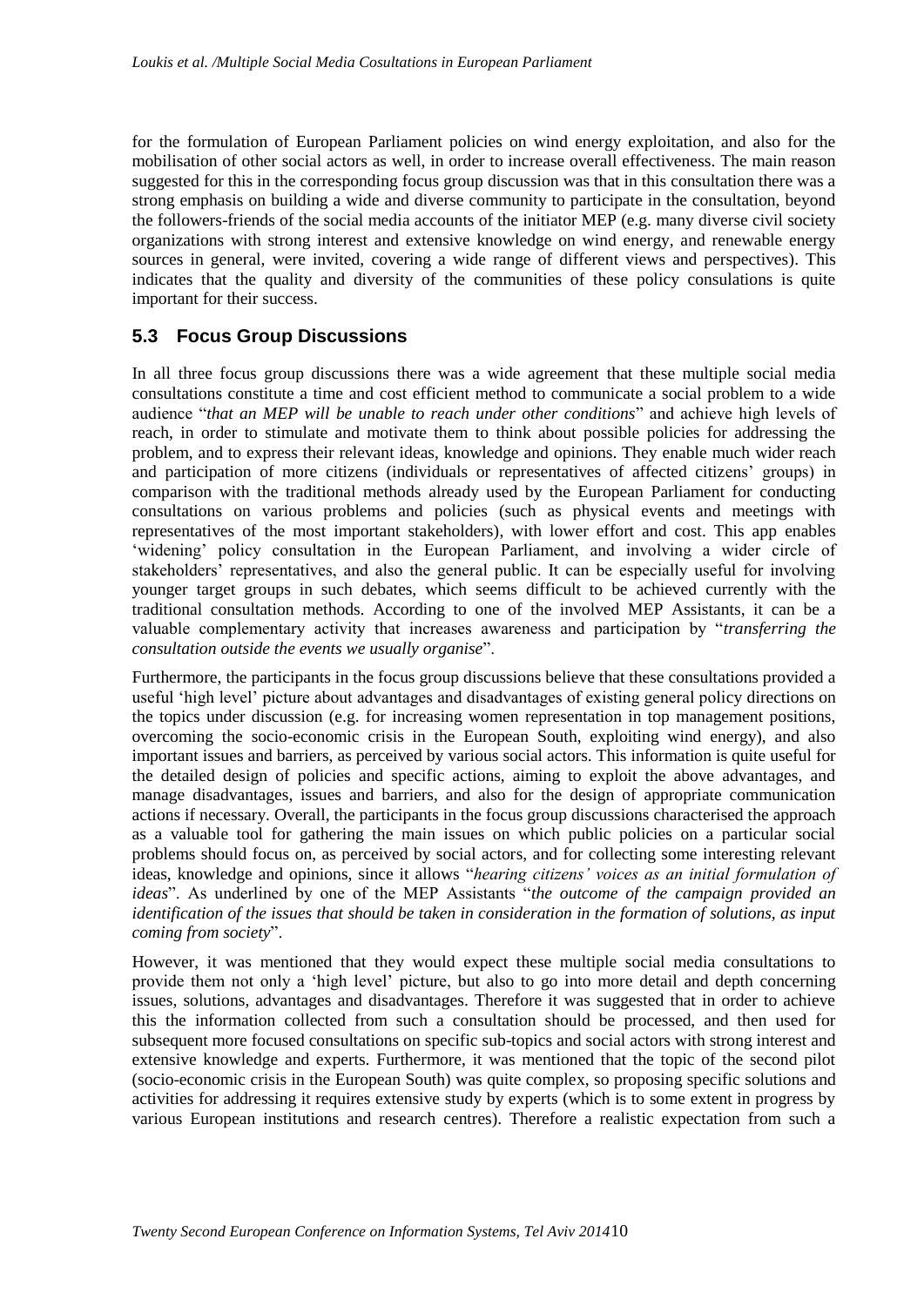for the formulation of European Parliament policies on wind energy exploitation, and also for the mobilisation of other social actors as well, in order to increase overall effectiveness. The main reason suggested for this in the corresponding focus group discussion was that in this consultation there was a strong emphasis on building a wide and diverse community to participate in the consultation, beyond the followers-friends of the social media accounts of the initiator MEP (e.g. many diverse civil society organizations with strong interest and extensive knowledge on wind energy, and renewable energy sources in general, were invited, covering a wide range of different views and perspectives). This indicates that the quality and diversity of the communities of these policy consulations is quite important for their success.

## 5.3 Focus Group Discussions

In all three focus group discussions there was a wide agreement that these multiple social media consultations constitute a time and cost efficient method to communicate a social problem to a wide audience "*that an MEP will be unable to reach under other conditions*" and achieve high levels of reach, in order to stimulate and motivate them to think about possible policies for addressing the problem, and to express their relevant ideas, knowledge and opinions. They enable much wider reach and participation of more citizens (individuals or representatives of affected citizens' groups) in comparison with the traditional methods already used by the European Parliament for conducting consultations on various problems and policies (such as physical events and meetings with representatives of the most important stakeholders), with lower effort and cost. This app enables 'widening' policy consultation in the European Parliament, and involving a wider circle of stakeholders' representatives, and also the general public. It can be especially useful for involving younger target groups in such debates, which seems difficult to be achieved currently with the traditional consultation methods. According to one of the involved MEP Assistants, it can be a valuable complementary activity that increases awareness and participation by "*transferring the consultation outside the events we usually organise*".

Furthermore, the participants in the focus group discussions believe that these consultations provided a useful 'high level' picture about advantages and disadvantages of existing general policy directions on the topics under discussion (e.g. for increasing women representation in top management positions, overcoming the socio-economic crisis in the European South, exploiting wind energy), and also important issues and barriers, as perceived by various social actors. This information is quite useful for the detailed design of policies and specific actions, aiming to exploit the above advantages, and manage disadvantages, issues and barriers, and also for the design of appropriate communication actions if necessary. Overall, the participants in the focus group discussions characterised the approach as a valuable tool for gathering the main issues on which public policies on a particular social problems should focus on, as perceived by social actors, and for collecting some interesting relevant ideas, knowledge and opinions, since it allows "*hearing citizens' voices as an initial formulation of ideas*". As underlined by one of the MEP Assistants "*the outcome of the campaign provided an identification of the issues that should be taken in consideration in the formation of solutions, as input coming from society*".

However, it was mentioned that they would expect these multiple social media consultations to provide them not only a 'high level' picture, but also to go into more detail and depth concerning issues, solutions, advantages and disadvantages. Therefore it was suggested that in order to achieve this the information collected from such a consultation should be processed, and then used for subsequent more focused consultations on specific sub-topics and social actors with strong interest and extensive knowledge and experts. Furthermore, it was mentioned that the topic of the second pilot (socio-economic crisis in the European South) was quite complex, so proposing specific solutions and activities for addressing it requires extensive study by experts (which is to some extent in progress by various European institutions and research centres). Therefore a realistic expectation from such a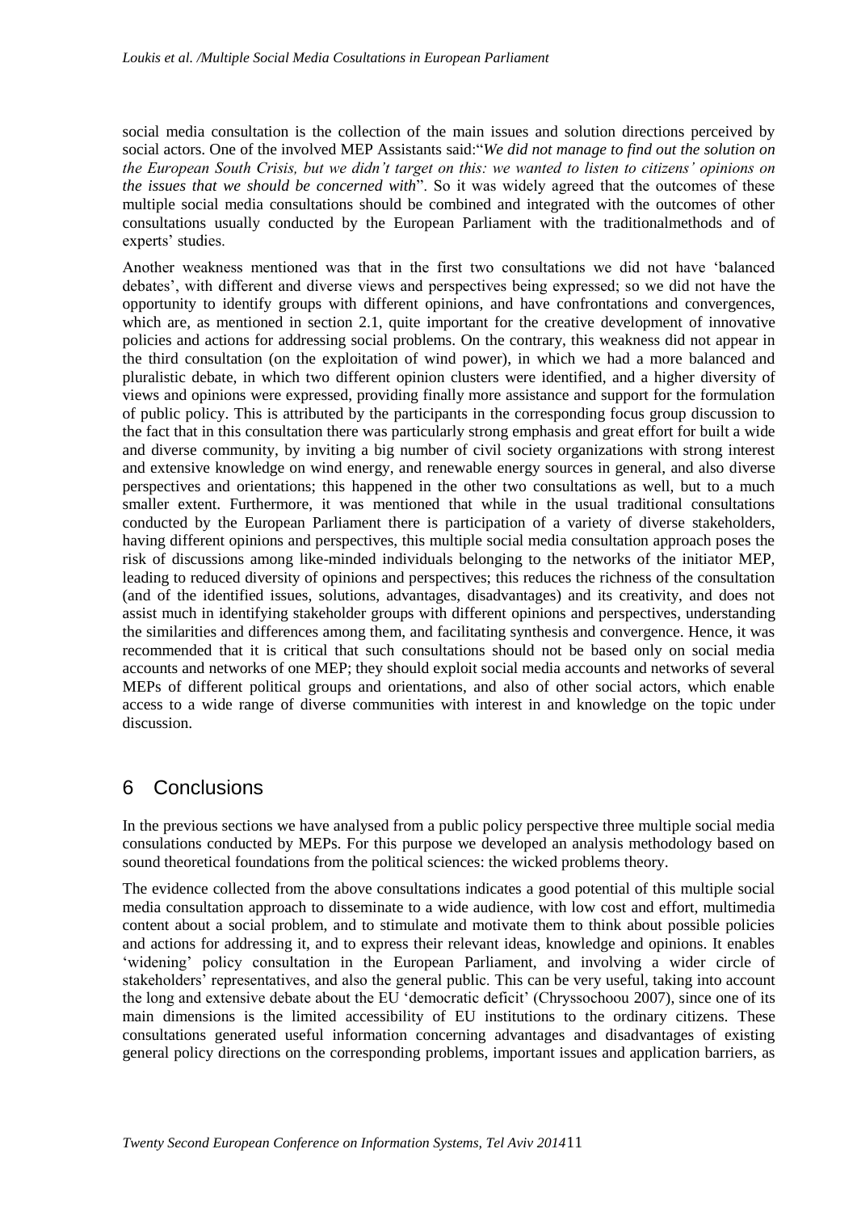social media consultation is the collection of the main issues and solution directions perceived by social actors. One of the involved MEP Assistants said:"*We did not manage to find out the solution on the European South Crisis, but we didn't target on this: we wanted to listen to citizens' opinions on the issues that we should be concerned with*". So it was widely agreed that the outcomes of these multiple social media consultations should be combined and integrated with the outcomes of other consultations usually conducted by the European Parliament with the traditionalmethods and of experts' studies.

Another weakness mentioned was that in the first two consultations we did not have 'balanced debates', with different and diverse views and perspectives being expressed; so we did not have the opportunity to identify groups with different opinions, and have confrontations and convergences, which are, as mentioned in section 2.1, quite important for the creative development of innovative policies and actions for addressing social problems. On the contrary, this weakness did not appear in the third consultation (on the exploitation of wind power), in which we had a more balanced and pluralistic debate, in which two different opinion clusters were identified, and a higher diversity of views and opinions were expressed, providing finally more assistance and support for the formulation of public policy. This is attributed by the participants in the corresponding focus group discussion to the fact that in this consultation there was particularly strong emphasis and great effort for built a wide and diverse community, by inviting a big number of civil society organizations with strong interest and extensive knowledge on wind energy, and renewable energy sources in general, and also diverse perspectives and orientations; this happened in the other two consultations as well, but to a much smaller extent. Furthermore, it was mentioned that while in the usual traditional consultations conducted by the European Parliament there is participation of a variety of diverse stakeholders, having different opinions and perspectives, this multiple social media consultation approach poses the risk of discussions among like-minded individuals belonging to the networks of the initiator MEP, leading to reduced diversity of opinions and perspectives; this reduces the richness of the consultation (and of the identified issues, solutions, advantages, disadvantages) and its creativity, and does not assist much in identifying stakeholder groups with different opinions and perspectives, understanding the similarities and differences among them, and facilitating synthesis and convergence. Hence, it was recommended that it is critical that such consultations should not be based only on social media accounts and networks of one MEP; they should exploit social media accounts and networks of several MEPs of different political groups and orientations, and also of other social actors, which enable access to a wide range of diverse communities with interest in and knowledge on the topic under discussion.

# 6 Conclusions

In the previous sections we have analysed from a public policy perspective three multiple social media consulations conducted by MEPs. For this purpose we developed an analysis methodology based on sound theoretical foundations from the political sciences: the wicked problems theory.

The evidence collected from the above consultations indicates a good potential of this multiple social media consultation approach to disseminate to a wide audience, with low cost and effort, multimedia content about a social problem, and to stimulate and motivate them to think about possible policies and actions for addressing it, and to express their relevant ideas, knowledge and opinions. It enables 'widening' policy consultation in the European Parliament, and involving a wider circle of stakeholders' representatives, and also the general public. This can be very useful, taking into account the long and extensive debate about the EU 'democratic deficit' (Chryssochoou 2007), since one of its main dimensions is the limited accessibility of EU institutions to the ordinary citizens. These consultations generated useful information concerning advantages and disadvantages of existing general policy directions on the corresponding problems, important issues and application barriers, as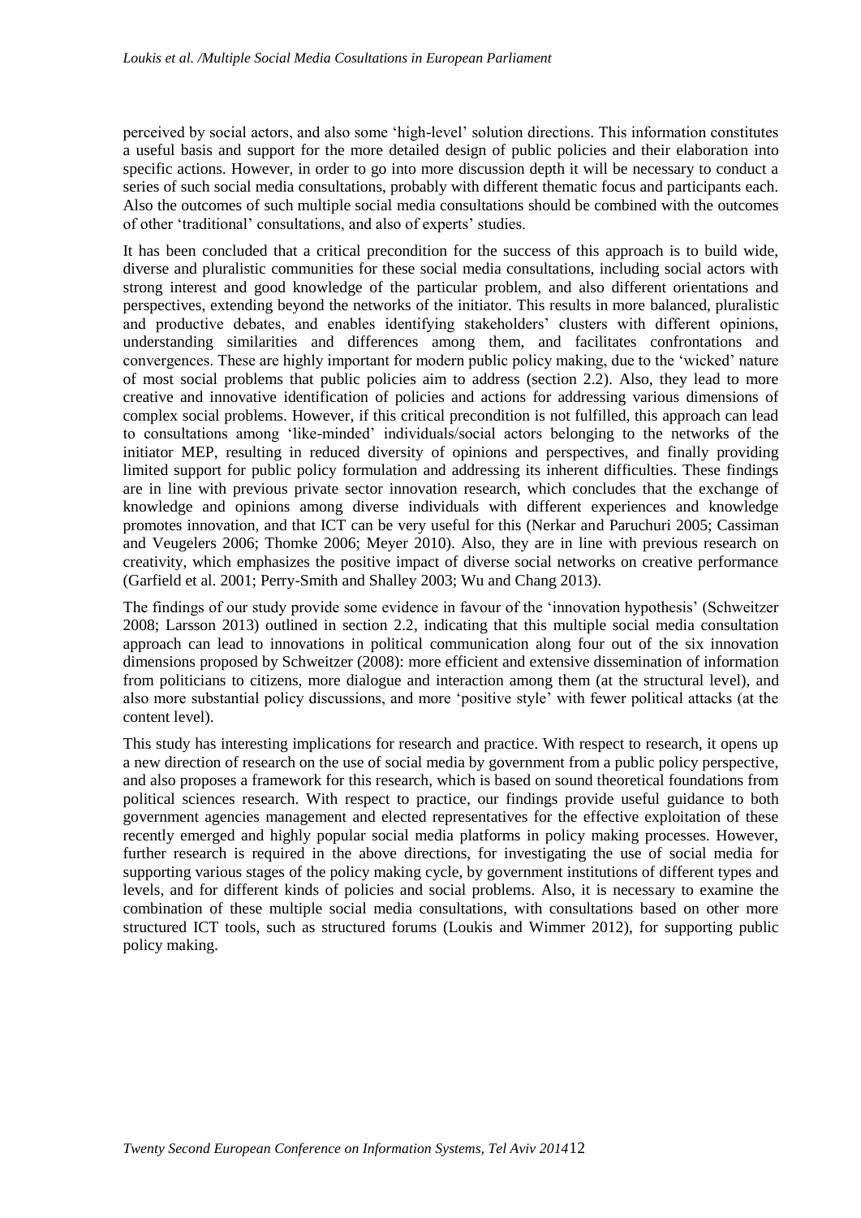perceived by social actors, and also some 'high-level' solution directions. This information constitutes a useful basis and support for the more detailed design of public policies and their elaboration into specific actions. However, in order to go into more discussion depth it will be necessary to conduct a series of such social media consultations, probably with different thematic focus and participants each. Also the outcomes of such multiple social media consultations should be combined with the outcomes of other 'traditional' consultations, and also of experts' studies.

It has been concluded that a critical precondition for the success of this approach is to build wide, diverse and pluralistic communities for these social media consultations, including social actors with strong interest and good knowledge of the particular problem, and also different orientations and perspectives, extending beyond the networks of the initiator. This results in more balanced, pluralistic and productive debates, and enables identifying stakeholders' clusters with different opinions, understanding similarities and differences among them, and facilitates confrontations and convergences. These are highly important for modern public policy making, due to the 'wicked' nature of most social problems that public policies aim to address (section 2.2). Also, they lead to more creative and innovative identification of policies and actions for addressing various dimensions of complex social problems. However, if this critical precondition is not fulfilled, this approach can lead to consultations among 'like-minded' individuals/social actors belonging to the networks of the initiator MEP, resulting in reduced diversity of opinions and perspectives, and finally providing limited support for public policy formulation and addressing its inherent difficulties. These findings are in line with previous private sector innovation research, which concludes that the exchange of knowledge and opinions among diverse individuals with different experiences and knowledge promotes innovation, and that ICT can be very useful for this (Nerkar and Paruchuri 2005; Cassiman and Veugelers 2006; Thomke 2006; Meyer 2010). Also, they are in line with previous research on creativity, which emphasizes the positive impact of diverse social networks on creative performance (Garfield et al. 2001; Perry-Smith and Shalley 2003; Wu and Chang 2013).

The findings of our study provide some evidence in favour of the 'innovation hypothesis' (Schweitzer 2008; Larsson 2013) outlined in section 2.2, indicating that this multiple social media consultation approach can lead to innovations in political communication along four out of the six innovation dimensions proposed by Schweitzer (2008): more efficient and extensive dissemination of information from politicians to citizens, more dialogue and interaction among them (at the structural level), and also more substantial policy discussions, and more 'positive style' with fewer political attacks (at the content level).

This study has interesting implications for research and practice. With respect to research, it opens up a new direction of research on the use of social media by government from a public policy perspective, and also proposes a framework for this research, which is based on sound theoretical foundations from political sciences research. With respect to practice, our findings provide useful guidance to both government agencies management and elected representatives for the effective exploitation of these recently emerged and highly popular social media platforms in policy making processes. However, further research is required in the above directions, for investigating the use of social media for supporting various stages of the policy making cycle, by government institutions of different types and levels, and for different kinds of policies and social problems. Also, it is necessary to examine the combination of these multiple social media consultations, with consultations based on other more structured ICT tools, such as structured forums (Loukis and Wimmer 2012), for supporting public policy making.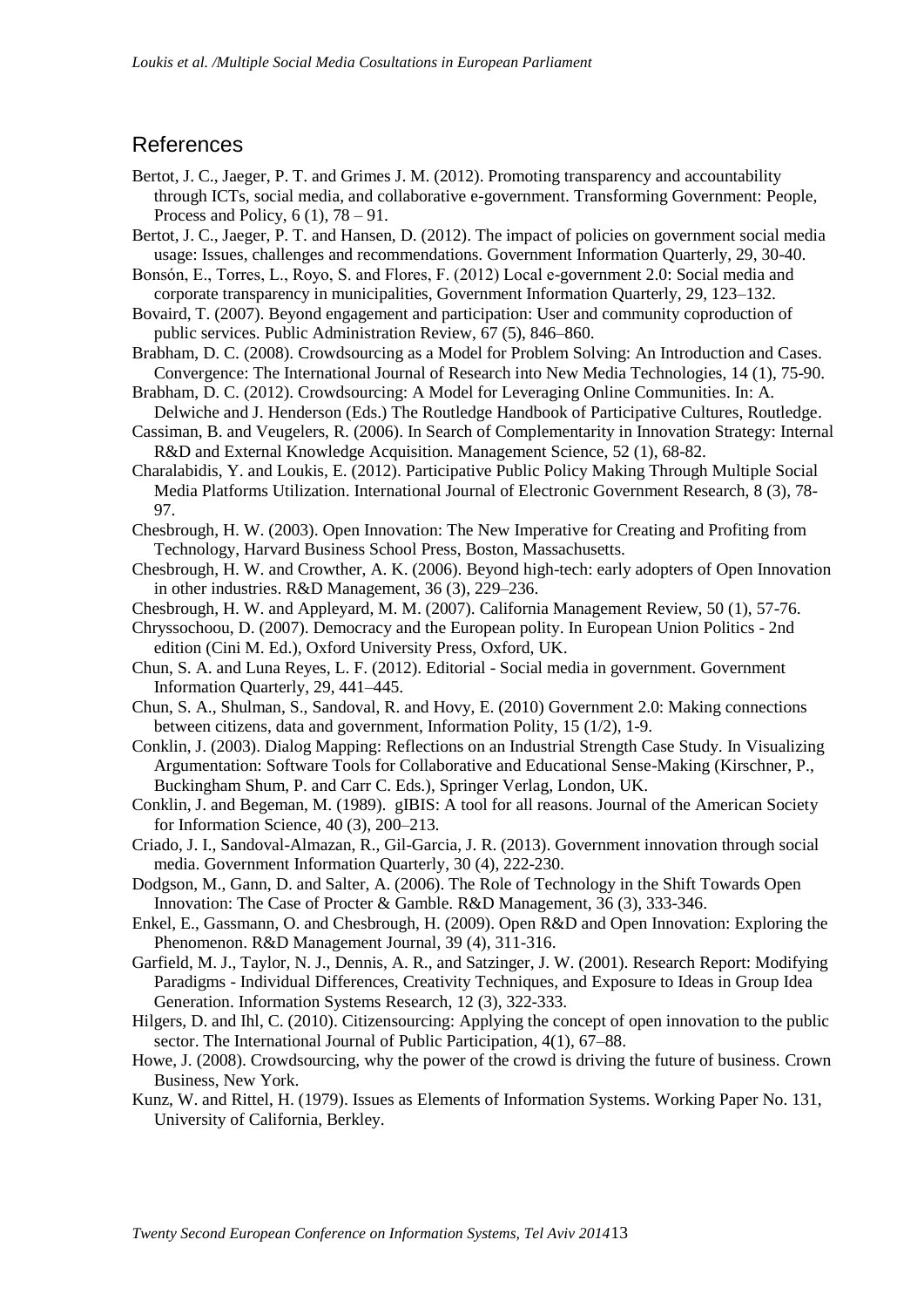# References

Bertot, J. C., Jaeger, P. T. and Grimes J. M. (2012). Promoting transparency and accountability through ICTs, social media, and collaborative e-government. Transforming Government: People, Process and Policy, 6 (1), 78 – 91.

Bertot, J. C., Jaeger, P. T. and Hansen, D. (2012). The impact of policies on government social media usage: Issues, challenges and recommendations. Government Information Quarterly, 29, 30-40.

Bonsón, E., Torres, L., Royo, S. and Flores, F. (2012) Local e-government 2.0: Social media and corporate transparency in municipalities, Government Information Quarterly, 29, 123–132.

Bovaird, T. (2007). Beyond engagement and participation: User and community coproduction of public services. Public Administration Review, 67 (5), 846–860.

Brabham, D. C. (2008). Crowdsourcing as a Model for Problem Solving: An Introduction and Cases. Convergence: The International Journal of Research into New Media Technologies, 14 (1), 75-90.

Brabham, D. C. (2012). Crowdsourcing: A Model for Leveraging Online Communities. In: A. Delwiche and J. Henderson (Eds.) The Routledge Handbook of Participative Cultures, Routledge.

Cassiman, B. and Veugelers, R. (2006). In Search of Complementarity in Innovation Strategy: Internal R&D and External Knowledge Acquisition. Management Science, 52 (1), 68-82.

Charalabidis, Y. and Loukis, E. (2012). Participative Public Policy Making Through Multiple Social Media Platforms Utilization. International Journal of Electronic Government Research, 8 (3), 78-97.

Chesbrough, H. W. (2003). Open Innovation: The New Imperative for Creating and Profiting from Technology, Harvard Business School Press, Boston, Massachusetts.

Chesbrough, H. W. and Crowther, A. K. (2006). Beyond high-tech: early adopters of Open Innovation in other industries. R&D Management, 36 (3), 229–236.

Chesbrough, H. W. and Appleyard, M. M. (2007). California Management Review, 50 (1), 57-76.

Chryssochoou, D. (2007). Democracy and the European polity. In European Union Politics - 2nd edition (Cini M. Ed.), Oxford University Press, Oxford, UK.

Chun, S. A. and Luna Reyes, L. F. (2012). Editorial - Social media in government. Government Information Quarterly, 29, 441–445.

Chun, S. A., Shulman, S., Sandoval, R. and Hovy, E. (2010) Government 2.0: Making connections between citizens, data and government, Information Polity, 15 (1/2), 1-9.

Conklin, J. (2003). Dialog Mapping: Reflections on an Industrial Strength Case Study. In Visualizing Argumentation: Software Tools for Collaborative and Educational Sense-Making (Kirschner, P., Buckingham Shum, P. and Carr C. Eds.), Springer Verlag, London, UK.

Conklin, J. and Begeman, M. (1989). gIBIS: A tool for all reasons. Journal of the American Society for Information Science, 40 (3), 200–213.

Criado, J. I., Sandoval-Almazan, R., Gil-Garcia, J. R. (2013). Government innovation through social media. Government Information Quarterly, 30 (4), 222-230.

Dodgson, M., Gann, D. and Salter, A. (2006). The Role of Technology in the Shift Towards Open Innovation: The Case of Procter & Gamble. R&D Management, 36 (3), 333-346.

Enkel, E., Gassmann, O. and Chesbrough, H. (2009). Open R&D and Open Innovation: Exploring the Phenomenon. R&D Management Journal, 39 (4), 311-316.

Garfield, M. J., Taylor, N. J., Dennis, A. R., and Satzinger, J. W. (2001). Research Report: Modifying Paradigms - Individual Differences, Creativity Techniques, and Exposure to Ideas in Group Idea Generation. Information Systems Research, 12 (3), 322-333.

Hilgers, D. and Ihl, C. (2010). Citizensourcing: Applying the concept of open innovation to the public sector. The International Journal of Public Participation, 4(1), 67–88.

Howe, J. (2008). Crowdsourcing, why the power of the crowd is driving the future of business. Crown Business, New York.

Kunz, W. and Rittel, H. (1979). Issues as Elements of Information Systems. Working Paper No. 131, University of California, Berkley.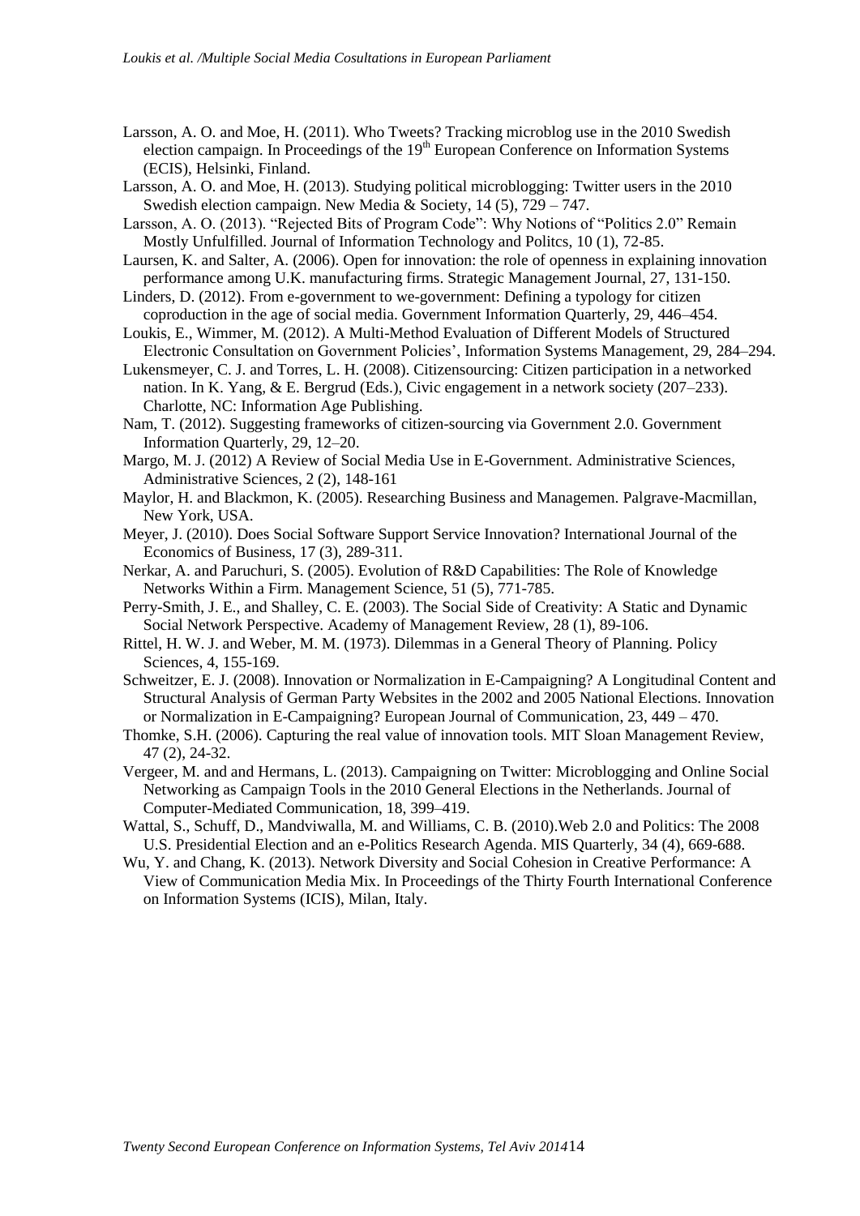Larsson, A. O. and Moe, H. (2011). Who Tweets? Tracking microblog use in the 2010 Swedish election campaign. In Proceedings of the 19th European Conference on Information Systems (ECIS), Helsinki, Finland.

Larsson, A. O. and Moe, H. (2013). Studying political microblogging: Twitter users in the 2010 Swedish election campaign. New Media & Society, 14 (5), 729 – 747.

Larsson, A. O. (2013). "Rejected Bits of Program Code": Why Notions of "Politics 2.0" Remain Mostly Unfulfilled. Journal of Information Technology and Politcs, 10 (1), 72-85.

Laursen, K. and Salter, A. (2006). Open for innovation: the role of openness in explaining innovation performance among U.K. manufacturing firms. Strategic Management Journal, 27, 131-150.

Linders, D. (2012). From e-government to we-government: Defining a typology for citizen coproduction in the age of social media. Government Information Quarterly, 29, 446–454.

Loukis, E., Wimmer, M. (2012). A Multi-Method Evaluation of Different Models of Structured Electronic Consultation on Government Policies', Information Systems Management, 29, 284–294.

Lukensmeyer, C. J. and Torres, L. H. (2008). Citizensourcing: Citizen participation in a networked nation. In K. Yang, & E. Bergrud (Eds.), Civic engagement in a network society (207–233). Charlotte, NC: Information Age Publishing.

Nam, T. (2012). Suggesting frameworks of citizen-sourcing via Government 2.0. Government Information Quarterly, 29, 12–20.

Margo, M. J. (2012) A Review of Social Media Use in E-Government. Administrative Sciences, Administrative Sciences, 2 (2), 148-161

Maylor, H. and Blackmon, K. (2005). Researching Business and Managemen. Palgrave-Macmillan, New York, USA.

Meyer, J. (2010). Does Social Software Support Service Innovation? International Journal of the Economics of Business, 17 (3), 289-311.

Nerkar, A. and Paruchuri, S. (2005). Evolution of R&D Capabilities: The Role of Knowledge Networks Within a Firm. Management Science, 51 (5), 771-785.

Perry-Smith, J. E., and Shalley, C. E. (2003). The Social Side of Creativity: A Static and Dynamic Social Network Perspective. Academy of Management Review, 28 (1), 89-106.

Rittel, H. W. J. and Weber, M. M. (1973). Dilemmas in a General Theory of Planning. Policy Sciences, 4, 155-169.

Schweitzer, E. J. (2008). Innovation or Normalization in E-Campaigning? A Longitudinal Content and Structural Analysis of German Party Websites in the 2002 and 2005 National Elections. Innovation or Normalization in E-Campaigning? European Journal of Communication, 23, 449 – 470.

Thomke, S.H. (2006). Capturing the real value of innovation tools. MIT Sloan Management Review, 47 (2), 24-32.

Vergeer, M. and and Hermans, L. (2013). Campaigning on Twitter: Microblogging and Online Social Networking as Campaign Tools in the 2010 General Elections in the Netherlands. Journal of Computer-Mediated Communication, 18, 399–419.

Wattal, S., Schuff, D., Mandviwalla, M. and Williams, C. B. (2010).Web 2.0 and Politics: The 2008 U.S. Presidential Election and an e-Politics Research Agenda. MIS Quarterly, 34 (4), 669-688.

Wu, Y. and Chang, K. (2013). Network Diversity and Social Cohesion in Creative Performance: A View of Communication Media Mix. In Proceedings of the Thirty Fourth International Conference on Information Systems (ICIS), Milan, Italy.